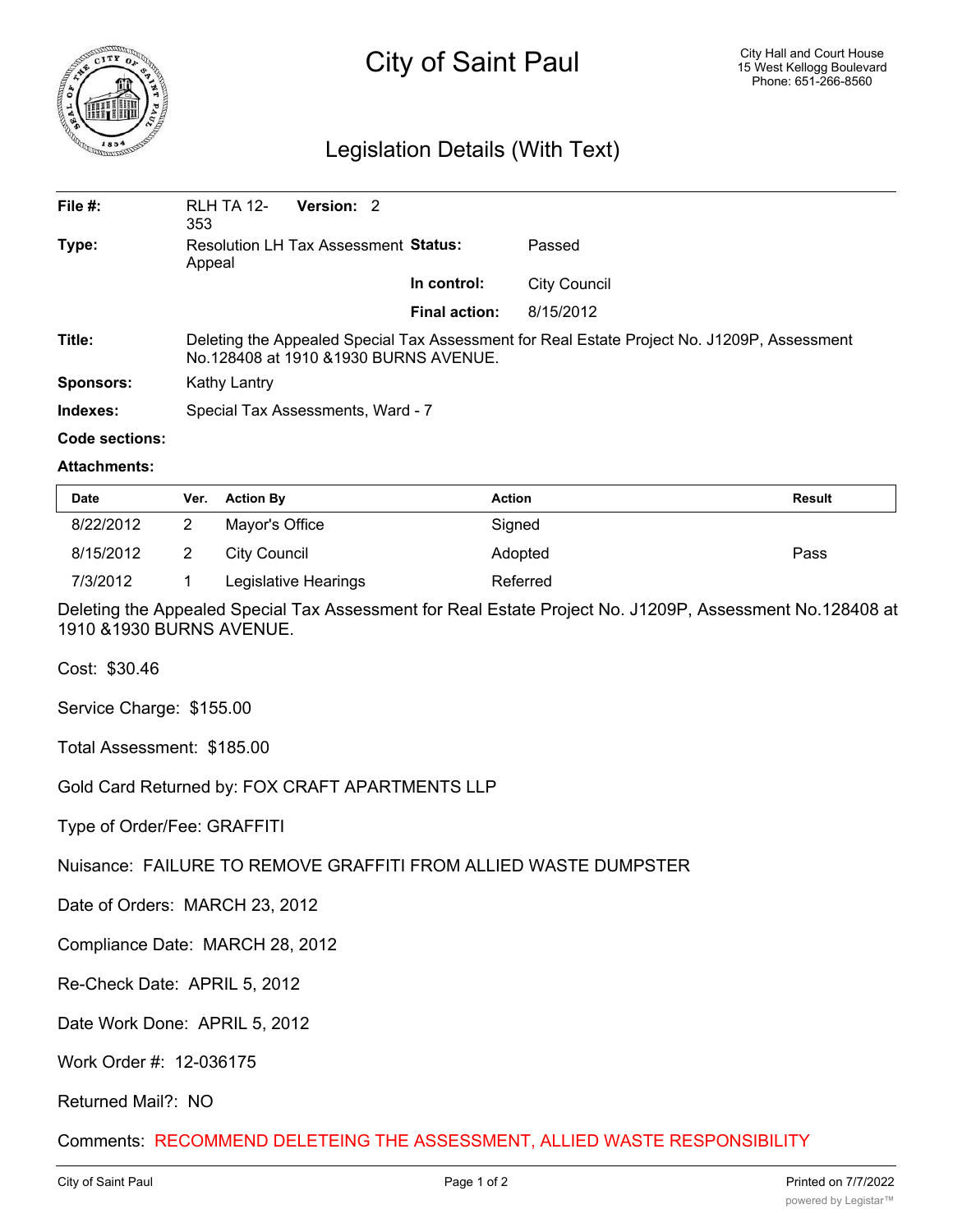# City of Saint Paul

City Hall and Court House
15 West Kellogg Boulevard
Phone: 651-266-8560

## Legislation Details (With Text)

| | | | |
|---|---|---|---|
| **File #:** | RLH TA 12-353 **Version:** 2 | | |
| **Type:** | Resolution LH Tax Assessment Appeal | **Status:** | Passed |
| | | **In control:** | City Council |
| | | **Final action:** | 8/15/2012 |
| **Title:** | Deleting the Appealed Special Tax Assessment for Real Estate Project No. J1209P, Assessment No.128408 at 1910 &1930 BURNS AVENUE. | | |
| **Sponsors:** | Kathy Lantry | | |
| **Indexes:** | Special Tax Assessments, Ward - 7 | | |
| **Code sections:** | | | |
| **Attachments:** | | | |

| Date | Ver. | Action By | Action | Result |
|---|---|---|---|---|
| 8/22/2012 | 2 | Mayor's Office | Signed | |
| 8/15/2012 | 2 | City Council | Adopted | Pass |
| 7/3/2012 | 1 | Legislative Hearings | Referred | |

Deleting the Appealed Special Tax Assessment for Real Estate Project No. J1209P, Assessment No.128408 at 1910 &1930 BURNS AVENUE.

Cost: $30.46

Service Charge: $155.00

Total Assessment: $185.00

Gold Card Returned by: FOX CRAFT APARTMENTS LLP

Type of Order/Fee: GRAFFITI

Nuisance: FAILURE TO REMOVE GRAFFITI FROM ALLIED WASTE DUMPSTER

Date of Orders: MARCH 23, 2012

Compliance Date: MARCH 28, 2012

Re-Check Date: APRIL 5, 2012

Date Work Done: APRIL 5, 2012

Work Order #: 12-036175

Returned Mail?: NO

Comments: RECOMMEND DELETEING THE ASSESSMENT, ALLIED WASTE RESPONSIBILITY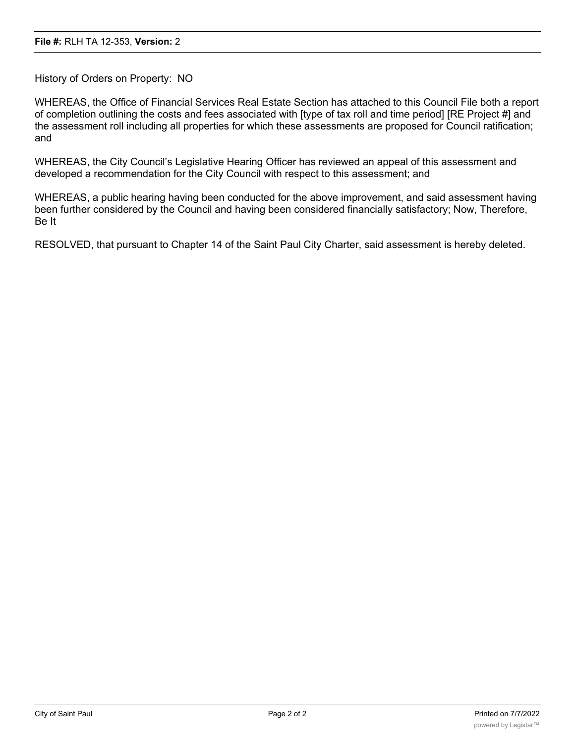History of Orders on Property: NO

WHEREAS, the Office of Financial Services Real Estate Section has attached to this Council File both a report of completion outlining the costs and fees associated with [type of tax roll and time period] [RE Project #] and the assessment roll including all properties for which these assessments are proposed for Council ratification; and

WHEREAS, the City Council's Legislative Hearing Officer has reviewed an appeal of this assessment and developed a recommendation for the City Council with respect to this assessment; and

WHEREAS, a public hearing having been conducted for the above improvement, and said assessment having been further considered by the Council and having been considered financially satisfactory; Now, Therefore, Be It

RESOLVED, that pursuant to Chapter 14 of the Saint Paul City Charter, said assessment is hereby deleted.